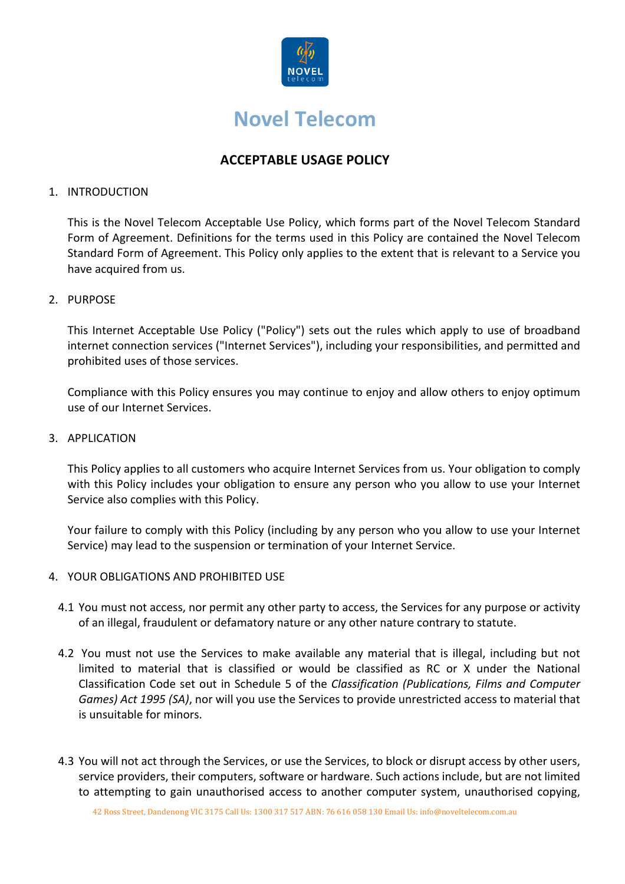# Novel Telecom

## ACCEPTABLE USAGE POLICY

1. INTRODUCTION

   This is the Novel Telecom Acceptable Use Policy, which forms part of the Novel Telecom Standard Form of Agreement. Definitions for the terms used in this Policy are contained the Novel Telecom Standard Form of Agreement. This Policy only applies to the extent that is relevant to a Service you have acquired from us.

2. PURPOSE

   This Internet Acceptable Use Policy ("Policy") sets out the rules which apply to use of broadband internet connection services ("Internet Services"), including your responsibilities, and permitted and prohibited uses of those services.

   Compliance with this Policy ensures you may continue to enjoy and allow others to enjoy optimum use of our Internet Services.

3. APPLICATION

   This Policy applies to all customers who acquire Internet Services from us. Your obligation to comply with this Policy includes your obligation to ensure any person who you allow to use your Internet Service also complies with this Policy.

   Your failure to comply with this Policy (including by any person who you allow to use your Internet Service) may lead to the suspension or termination of your Internet Service.

4. YOUR OBLIGATIONS AND PROHIBITED USE

   4.1 You must not access, nor permit any other party to access, the Services for any purpose or activity of an illegal, fraudulent or defamatory nature or any other nature contrary to statute.

   4.2 You must not use the Services to make available any material that is illegal, including but not limited to material that is classified or would be classified as RC or X under the National Classification Code set out in Schedule 5 of the *Classification (Publications, Films and Computer Games) Act 1995 (SA)*, nor will you use the Services to provide unrestricted access to material that is unsuitable for minors.

   4.3 You will not act through the Services, or use the Services, to block or disrupt access by other users, service providers, their computers, software or hardware. Such actions include, but are not limited to attempting to gain unauthorised access to another computer system, unauthorised copying,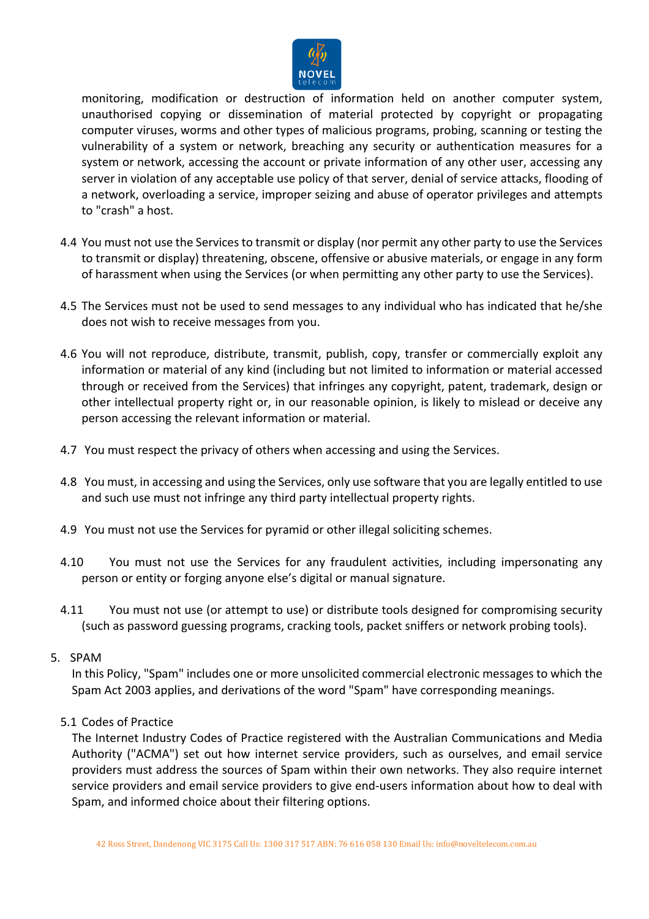monitoring, modification or destruction of information held on another computer system, unauthorised copying or dissemination of material protected by copyright or propagating computer viruses, worms and other types of malicious programs, probing, scanning or testing the vulnerability of a system or network, breaching any security or authentication measures for a system or network, accessing the account or private information of any other user, accessing any server in violation of any acceptable use policy of that server, denial of service attacks, flooding of a network, overloading a service, improper seizing and abuse of operator privileges and attempts to "crash" a host.

4.4 You must not use the Services to transmit or display (nor permit any other party to use the Services to transmit or display) threatening, obscene, offensive or abusive materials, or engage in any form of harassment when using the Services (or when permitting any other party to use the Services).

4.5 The Services must not be used to send messages to any individual who has indicated that he/she does not wish to receive messages from you.

4.6 You will not reproduce, distribute, transmit, publish, copy, transfer or commercially exploit any information or material of any kind (including but not limited to information or material accessed through or received from the Services) that infringes any copyright, patent, trademark, design or other intellectual property right or, in our reasonable opinion, is likely to mislead or deceive any person accessing the relevant information or material.

4.7 You must respect the privacy of others when accessing and using the Services.

4.8 You must, in accessing and using the Services, only use software that you are legally entitled to use and such use must not infringe any third party intellectual property rights.

4.9 You must not use the Services for pyramid or other illegal soliciting schemes.

4.10 You must not use the Services for any fraudulent activities, including impersonating any person or entity or forging anyone else's digital or manual signature.

4.11 You must not use (or attempt to use) or distribute tools designed for compromising security (such as password guessing programs, cracking tools, packet sniffers or network probing tools).

## 5. SPAM

In this Policy, "Spam" includes one or more unsolicited commercial electronic messages to which the Spam Act 2003 applies, and derivations of the word "Spam" have corresponding meanings.

### 5.1 Codes of Practice

The Internet Industry Codes of Practice registered with the Australian Communications and Media Authority ("ACMA") set out how internet service providers, such as ourselves, and email service providers must address the sources of Spam within their own networks. They also require internet service providers and email service providers to give end-users information about how to deal with Spam, and informed choice about their filtering options.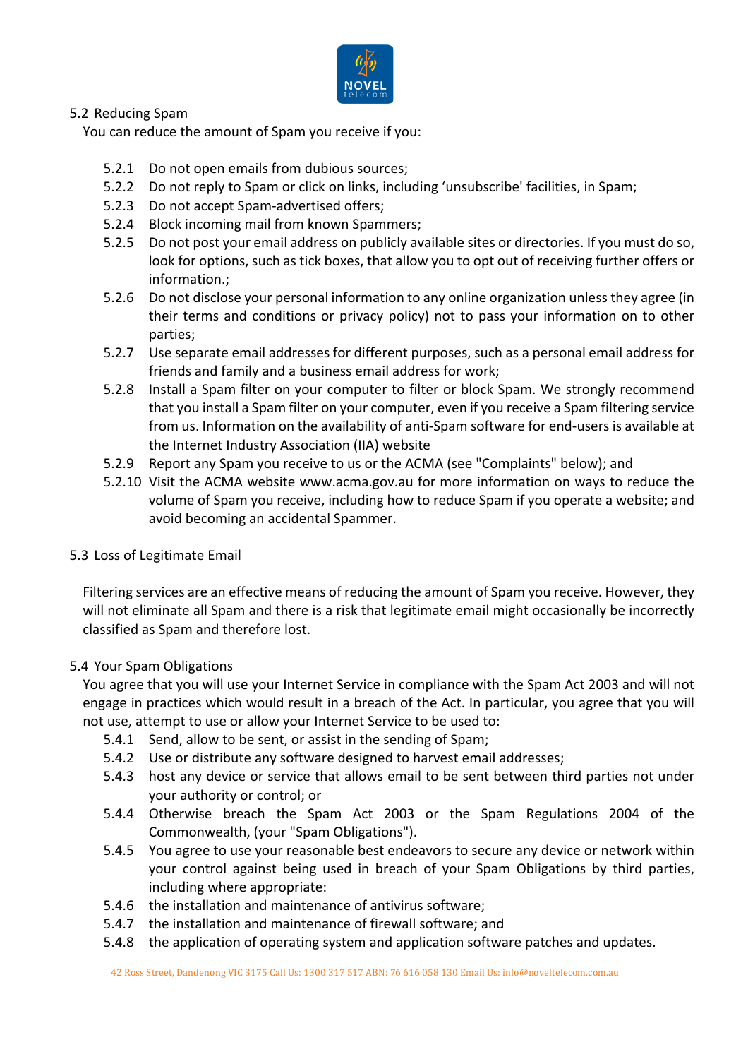## 5.2 Reducing Spam

You can reduce the amount of Spam you receive if you:

- 5.2.1 Do not open emails from dubious sources;
- 5.2.2 Do not reply to Spam or click on links, including 'unsubscribe' facilities, in Spam;
- 5.2.3 Do not accept Spam-advertised offers;
- 5.2.4 Block incoming mail from known Spammers;
- 5.2.5 Do not post your email address on publicly available sites or directories. If you must do so, look for options, such as tick boxes, that allow you to opt out of receiving further offers or information.;
- 5.2.6 Do not disclose your personal information to any online organization unless they agree (in their terms and conditions or privacy policy) not to pass your information on to other parties;
- 5.2.7 Use separate email addresses for different purposes, such as a personal email address for friends and family and a business email address for work;
- 5.2.8 Install a Spam filter on your computer to filter or block Spam. We strongly recommend that you install a Spam filter on your computer, even if you receive a Spam filtering service from us. Information on the availability of anti-Spam software for end-users is available at the Internet Industry Association (IIA) website
- 5.2.9 Report any Spam you receive to us or the ACMA (see "Complaints" below); and
- 5.2.10 Visit the ACMA website www.acma.gov.au for more information on ways to reduce the volume of Spam you receive, including how to reduce Spam if you operate a website; and avoid becoming an accidental Spammer.

## 5.3 Loss of Legitimate Email

Filtering services are an effective means of reducing the amount of Spam you receive. However, they will not eliminate all Spam and there is a risk that legitimate email might occasionally be incorrectly classified as Spam and therefore lost.

## 5.4 Your Spam Obligations

You agree that you will use your Internet Service in compliance with the Spam Act 2003 and will not engage in practices which would result in a breach of the Act. In particular, you agree that you will not use, attempt to use or allow your Internet Service to be used to:

- 5.4.1 Send, allow to be sent, or assist in the sending of Spam;
- 5.4.2 Use or distribute any software designed to harvest email addresses;
- 5.4.3 host any device or service that allows email to be sent between third parties not under your authority or control; or
- 5.4.4 Otherwise breach the Spam Act 2003 or the Spam Regulations 2004 of the Commonwealth, (your "Spam Obligations").
- 5.4.5 You agree to use your reasonable best endeavors to secure any device or network within your control against being used in breach of your Spam Obligations by third parties, including where appropriate:
- 5.4.6 the installation and maintenance of antivirus software;
- 5.4.7 the installation and maintenance of firewall software; and
- 5.4.8 the application of operating system and application software patches and updates.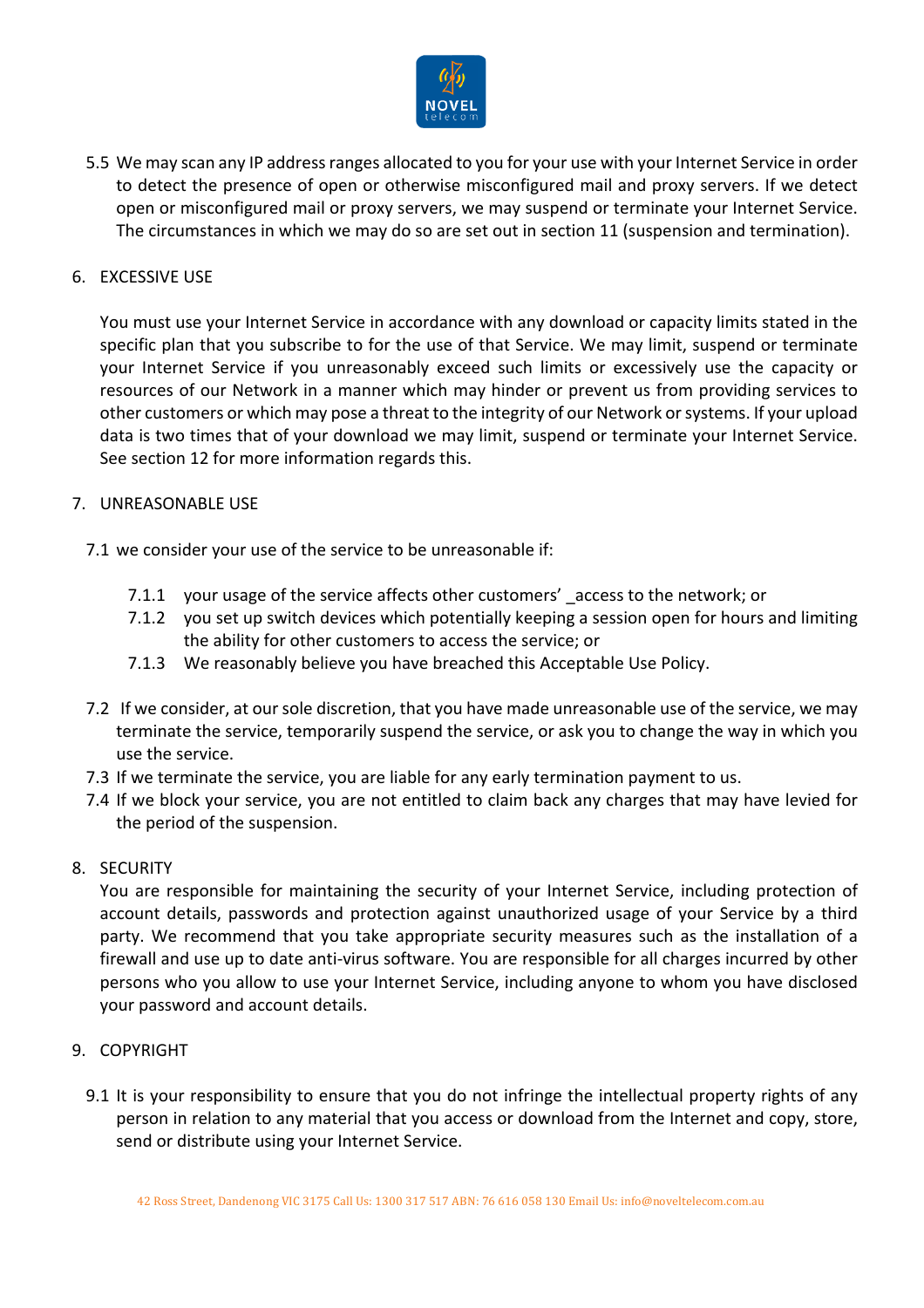5.5 We may scan any IP address ranges allocated to you for your use with your Internet Service in order to detect the presence of open or otherwise misconfigured mail and proxy servers. If we detect open or misconfigured mail or proxy servers, we may suspend or terminate your Internet Service. The circumstances in which we may do so are set out in section 11 (suspension and termination).

6. EXCESSIVE USE

You must use your Internet Service in accordance with any download or capacity limits stated in the specific plan that you subscribe to for the use of that Service. We may limit, suspend or terminate your Internet Service if you unreasonably exceed such limits or excessively use the capacity or resources of our Network in a manner which may hinder or prevent us from providing services to other customers or which may pose a threat to the integrity of our Network or systems. If your upload data is two times that of your download we may limit, suspend or terminate your Internet Service. See section 12 for more information regards this.

7. UNREASONABLE USE

7.1 we consider your use of the service to be unreasonable if:

7.1.1 your usage of the service affects other customers' _access to the network; or
7.1.2 you set up switch devices which potentially keeping a session open for hours and limiting the ability for other customers to access the service; or
7.1.3 We reasonably believe you have breached this Acceptable Use Policy.

7.2 If we consider, at our sole discretion, that you have made unreasonable use of the service, we may terminate the service, temporarily suspend the service, or ask you to change the way in which you use the service.
7.3 If we terminate the service, you are liable for any early termination payment to us.
7.4 If we block your service, you are not entitled to claim back any charges that may have levied for the period of the suspension.

8. SECURITY

You are responsible for maintaining the security of your Internet Service, including protection of account details, passwords and protection against unauthorized usage of your Service by a third party. We recommend that you take appropriate security measures such as the installation of a firewall and use up to date anti-virus software. You are responsible for all charges incurred by other persons who you allow to use your Internet Service, including anyone to whom you have disclosed your password and account details.

9. COPYRIGHT

9.1 It is your responsibility to ensure that you do not infringe the intellectual property rights of any person in relation to any material that you access or download from the Internet and copy, store, send or distribute using your Internet Service.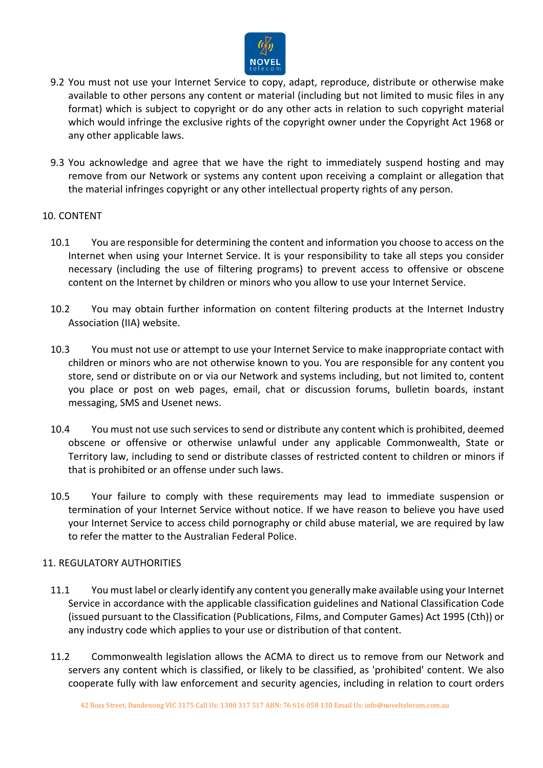9.2 You must not use your Internet Service to copy, adapt, reproduce, distribute or otherwise make available to other persons any content or material (including but not limited to music files in any format) which is subject to copyright or do any other acts in relation to such copyright material which would infringe the exclusive rights of the copyright owner under the Copyright Act 1968 or any other applicable laws.

9.3 You acknowledge and agree that we have the right to immediately suspend hosting and may remove from our Network or systems any content upon receiving a complaint or allegation that the material infringes copyright or any other intellectual property rights of any person.

10. CONTENT

10.1 You are responsible for determining the content and information you choose to access on the Internet when using your Internet Service. It is your responsibility to take all steps you consider necessary (including the use of filtering programs) to prevent access to offensive or obscene content on the Internet by children or minors who you allow to use your Internet Service.

10.2 You may obtain further information on content filtering products at the Internet Industry Association (IIA) website.

10.3 You must not use or attempt to use your Internet Service to make inappropriate contact with children or minors who are not otherwise known to you. You are responsible for any content you store, send or distribute on or via our Network and systems including, but not limited to, content you place or post on web pages, email, chat or discussion forums, bulletin boards, instant messaging, SMS and Usenet news.

10.4 You must not use such services to send or distribute any content which is prohibited, deemed obscene or offensive or otherwise unlawful under any applicable Commonwealth, State or Territory law, including to send or distribute classes of restricted content to children or minors if that is prohibited or an offense under such laws.

10.5 Your failure to comply with these requirements may lead to immediate suspension or termination of your Internet Service without notice. If we have reason to believe you have used your Internet Service to access child pornography or child abuse material, we are required by law to refer the matter to the Australian Federal Police.

11. REGULATORY AUTHORITIES

11.1 You must label or clearly identify any content you generally make available using your Internet Service in accordance with the applicable classification guidelines and National Classification Code (issued pursuant to the Classification (Publications, Films, and Computer Games) Act 1995 (Cth)) or any industry code which applies to your use or distribution of that content.

11.2 Commonwealth legislation allows the ACMA to direct us to remove from our Network and servers any content which is classified, or likely to be classified, as 'prohibited' content. We also cooperate fully with law enforcement and security agencies, including in relation to court orders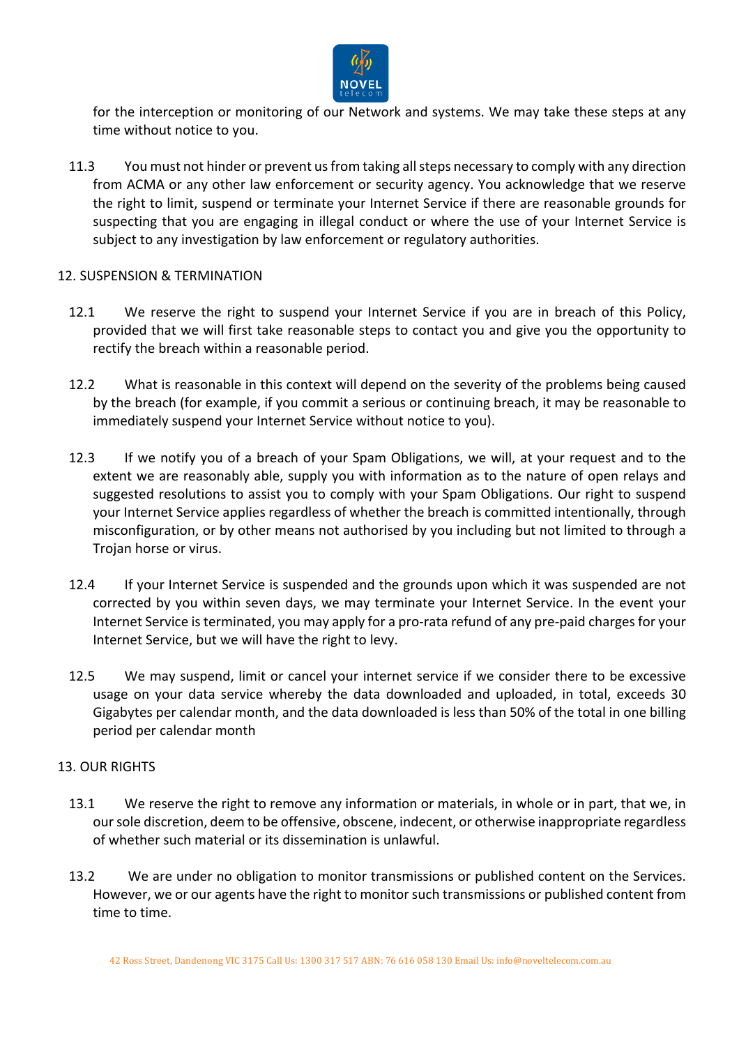for the interception or monitoring of our Network and systems. We may take these steps at any time without notice to you.

11.3 You must not hinder or prevent us from taking all steps necessary to comply with any direction from ACMA or any other law enforcement or security agency. You acknowledge that we reserve the right to limit, suspend or terminate your Internet Service if there are reasonable grounds for suspecting that you are engaging in illegal conduct or where the use of your Internet Service is subject to any investigation by law enforcement or regulatory authorities.

## 12. SUSPENSION & TERMINATION

12.1 We reserve the right to suspend your Internet Service if you are in breach of this Policy, provided that we will first take reasonable steps to contact you and give you the opportunity to rectify the breach within a reasonable period.

12.2 What is reasonable in this context will depend on the severity of the problems being caused by the breach (for example, if you commit a serious or continuing breach, it may be reasonable to immediately suspend your Internet Service without notice to you).

12.3 If we notify you of a breach of your Spam Obligations, we will, at your request and to the extent we are reasonably able, supply you with information as to the nature of open relays and suggested resolutions to assist you to comply with your Spam Obligations. Our right to suspend your Internet Service applies regardless of whether the breach is committed intentionally, through misconfiguration, or by other means not authorised by you including but not limited to through a Trojan horse or virus.

12.4 If your Internet Service is suspended and the grounds upon which it was suspended are not corrected by you within seven days, we may terminate your Internet Service. In the event your Internet Service is terminated, you may apply for a pro-rata refund of any pre-paid charges for your Internet Service, but we will have the right to levy.

12.5 We may suspend, limit or cancel your internet service if we consider there to be excessive usage on your data service whereby the data downloaded and uploaded, in total, exceeds 30 Gigabytes per calendar month, and the data downloaded is less than 50% of the total in one billing period per calendar month

## 13. OUR RIGHTS

13.1 We reserve the right to remove any information or materials, in whole or in part, that we, in our sole discretion, deem to be offensive, obscene, indecent, or otherwise inappropriate regardless of whether such material or its dissemination is unlawful.

13.2 We are under no obligation to monitor transmissions or published content on the Services. However, we or our agents have the right to monitor such transmissions or published content from time to time.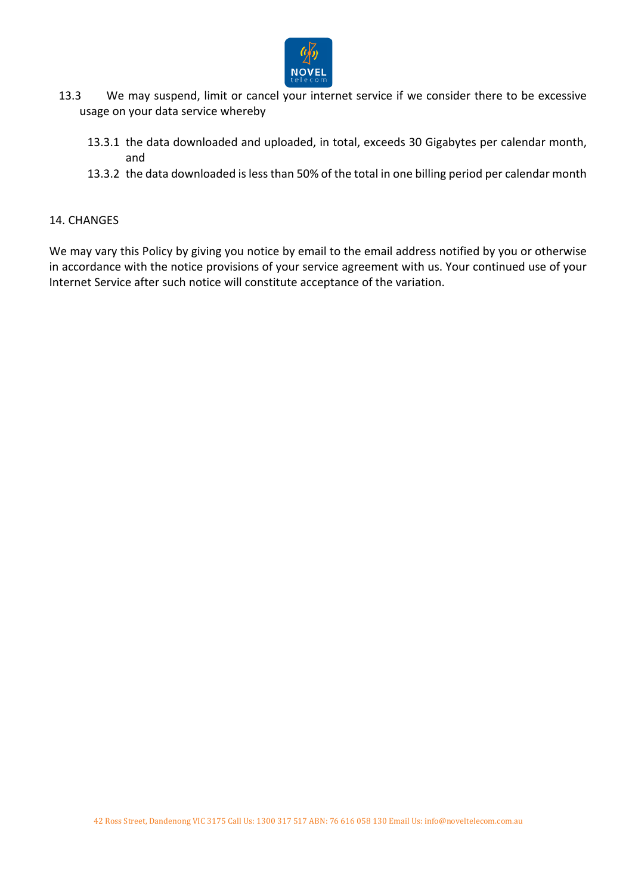13.3 We may suspend, limit or cancel your internet service if we consider there to be excessive usage on your data service whereby

13.3.1 the data downloaded and uploaded, in total, exceeds 30 Gigabytes per calendar month, and

13.3.2 the data downloaded is less than 50% of the total in one billing period per calendar month

## 14. CHANGES

We may vary this Policy by giving you notice by email to the email address notified by you or otherwise in accordance with the notice provisions of your service agreement with us. Your continued use of your Internet Service after such notice will constitute acceptance of the variation.